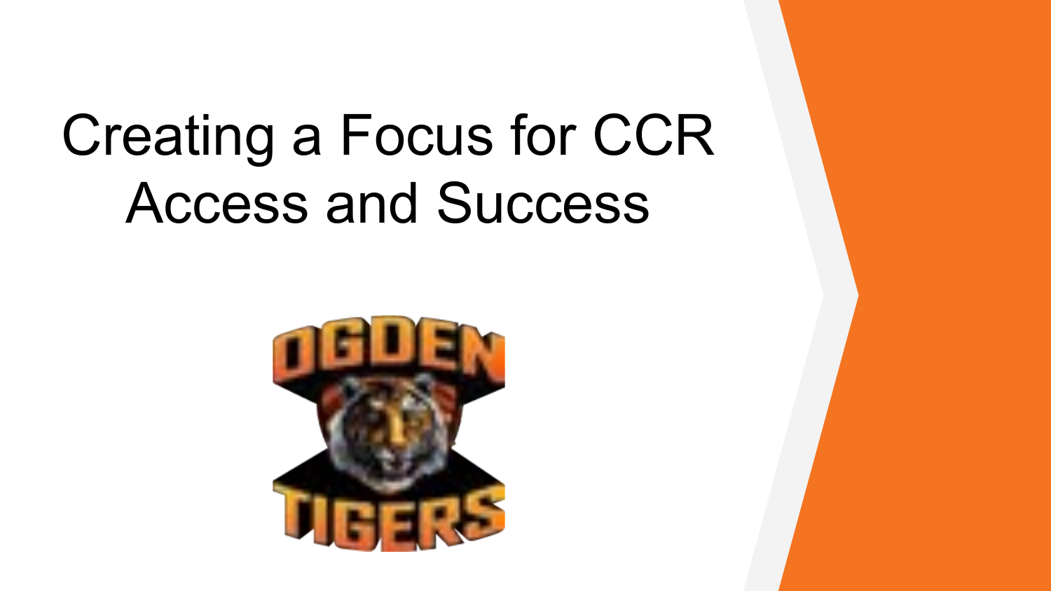# Creating a Focus for CCR Access and Success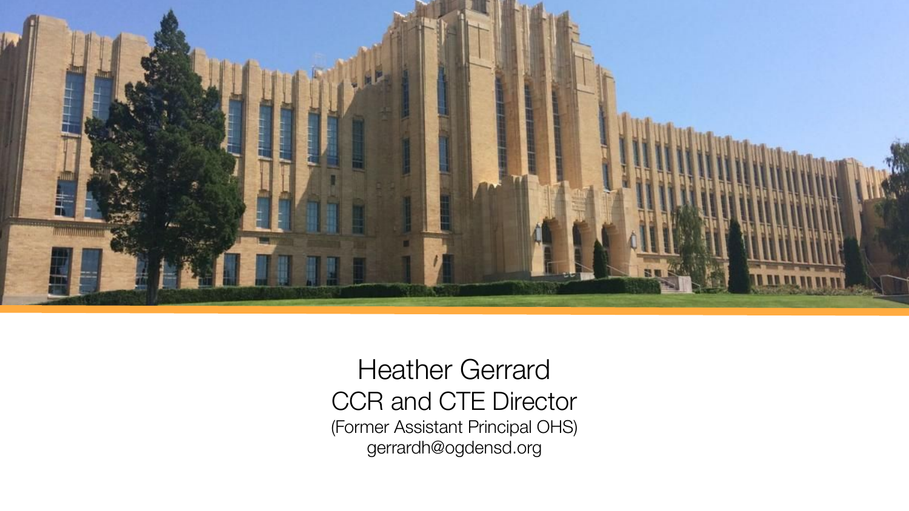Heather Gerrard

CCR and CTE Director

(Former Assistant Principal OHS)

gerrardh@ogdensd.org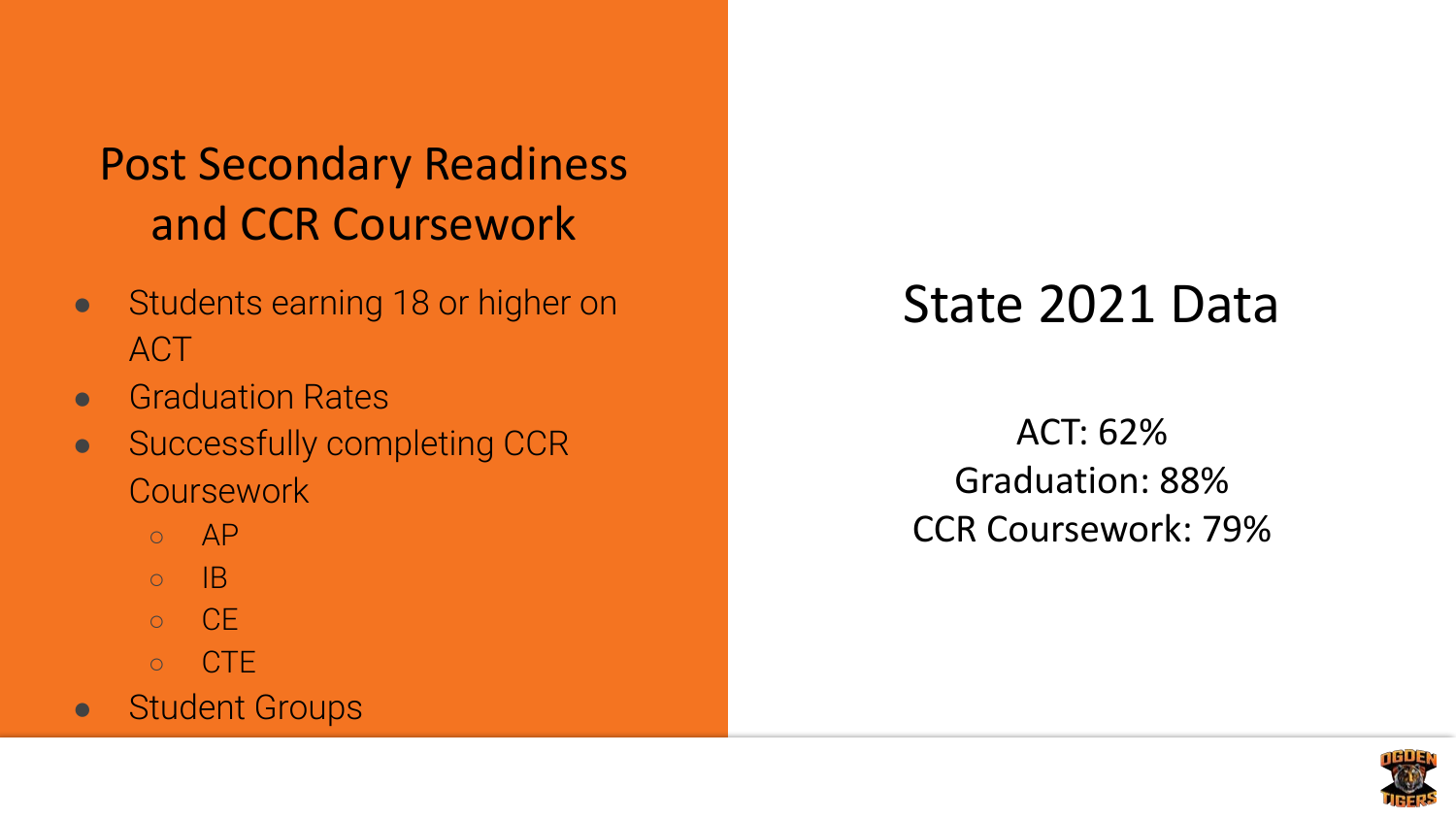# Post Secondary Readiness and CCR Coursework

- Students earning 18 or higher on ACT
- Graduation Rates
- Successfully completing CCR Coursework
  - AP
  - IB
  - CE
  - CTE
- Student Groups

## State 2021 Data

ACT: 62%
Graduation: 88%
CCR Coursework: 79%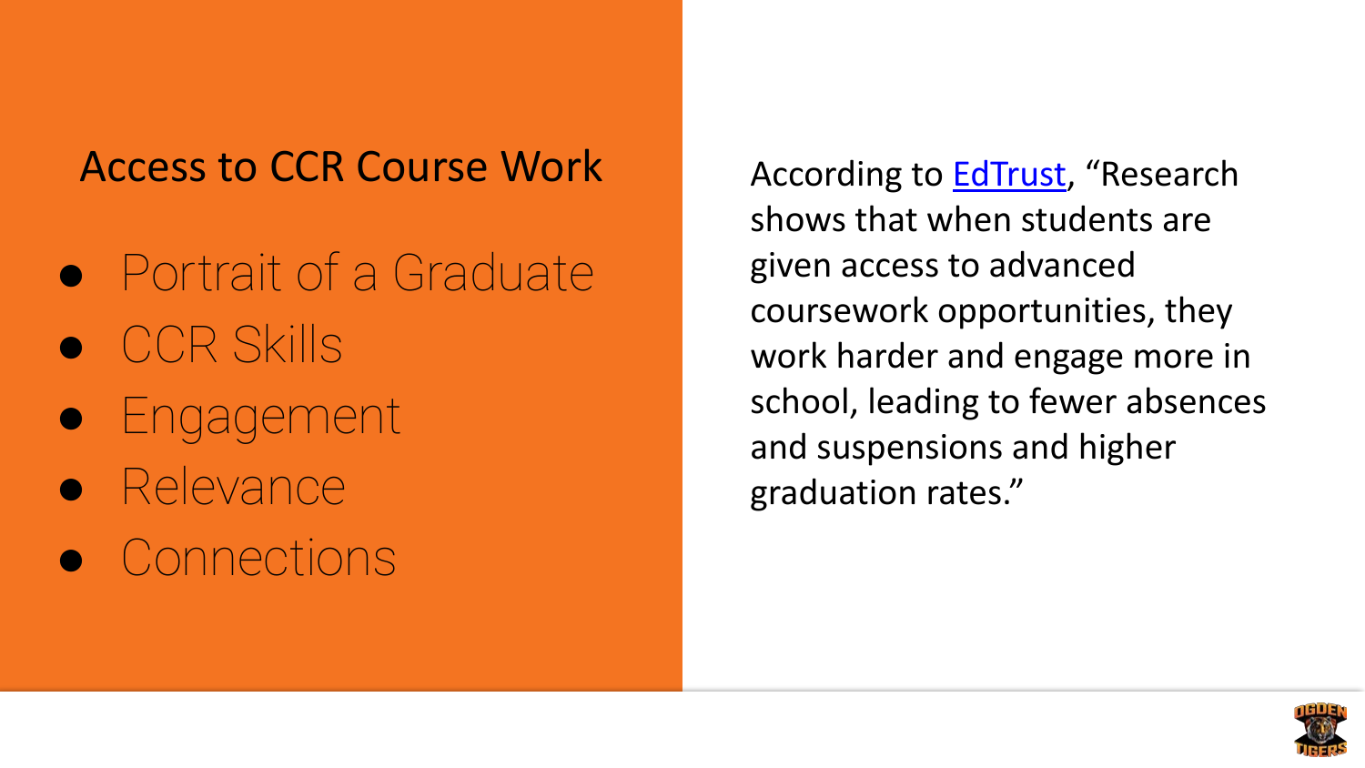## Access to CCR Course Work

- Portrait of a Graduate
- CCR Skills
- Engagement
- Relevance
- Connections

According to EdTrust, "Research shows that when students are given access to advanced coursework opportunities, they work harder and engage more in school, leading to fewer absences and suspensions and higher graduation rates."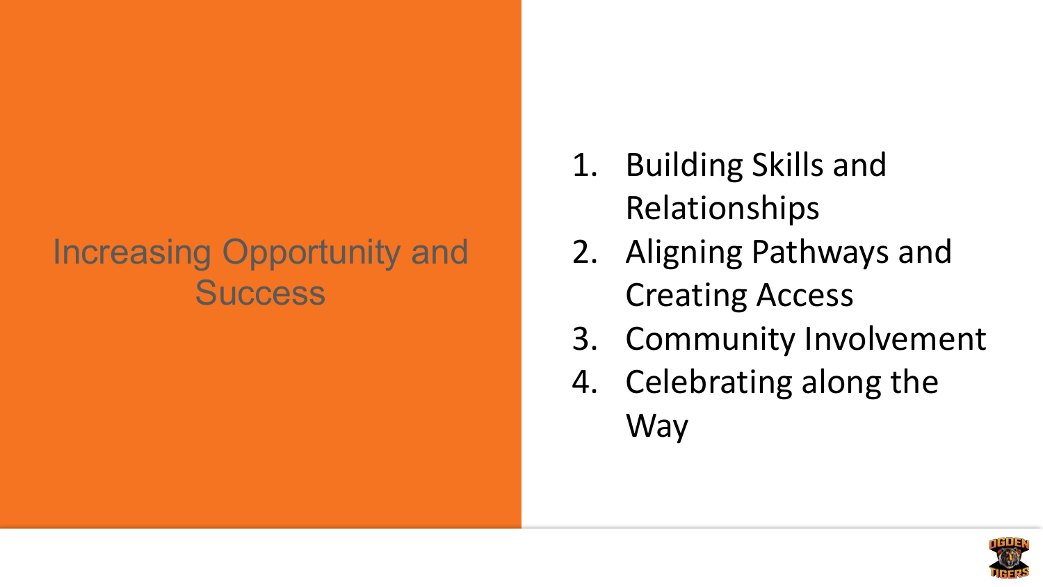# Increasing Opportunity and Success

1. Building Skills and Relationships
2. Aligning Pathways and Creating Access
3. Community Involvement
4. Celebrating along the Way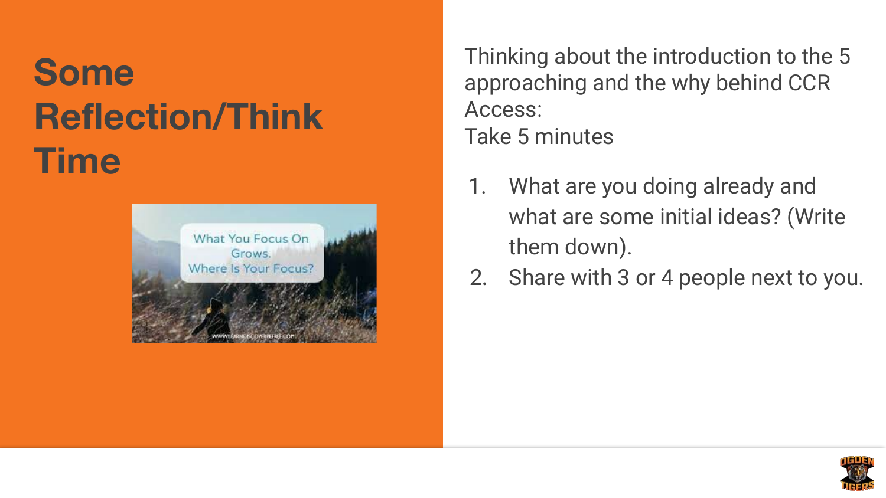# Some Reflection/Think Time

Thinking about the introduction to the 5 approaching and the why behind CCR Access:
Take 5 minutes

1. What are you doing already and what are some initial ideas? (Write them down).
2. Share with 3 or 4 people next to you.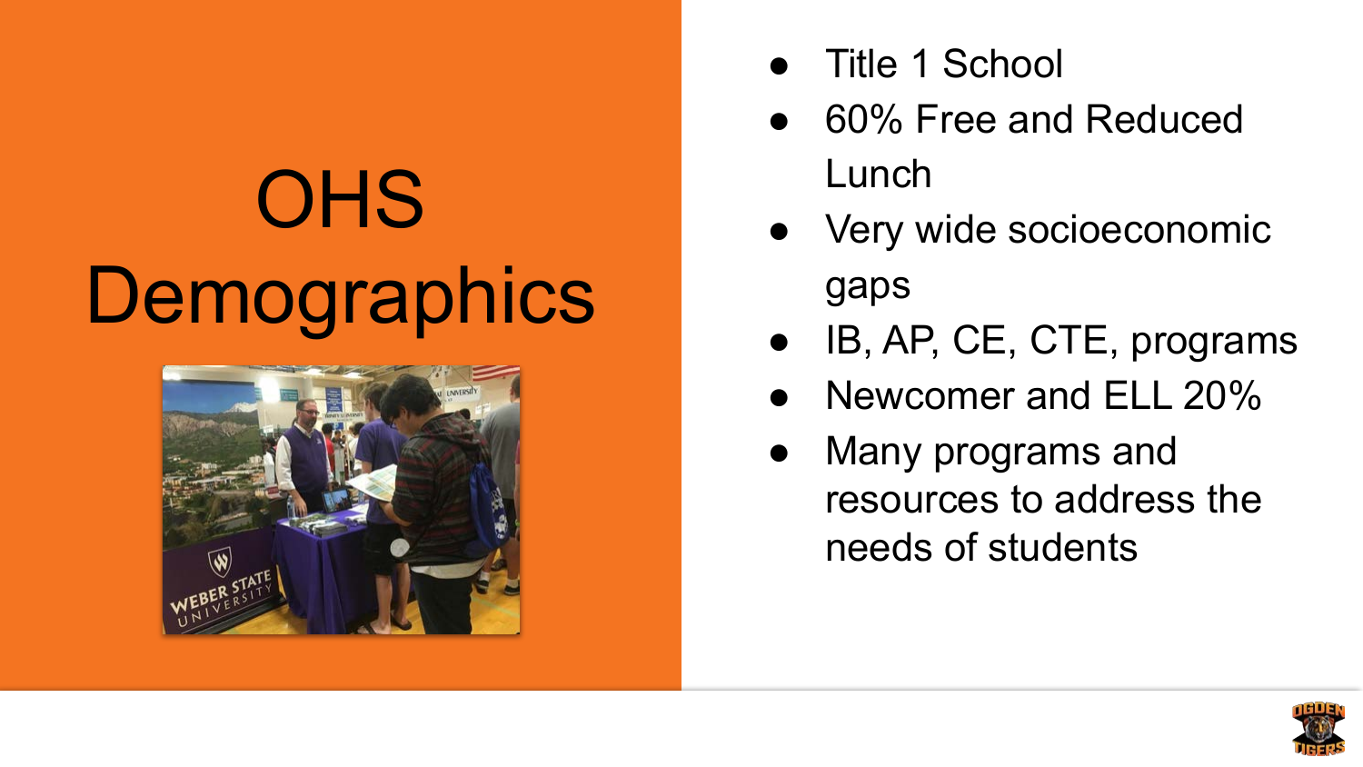# OHS Demographics

- Title 1 School
- 60% Free and Reduced Lunch
- Very wide socioeconomic gaps
- IB, AP, CE, CTE, programs
- Newcomer and ELL 20%
- Many programs and resources to address the needs of students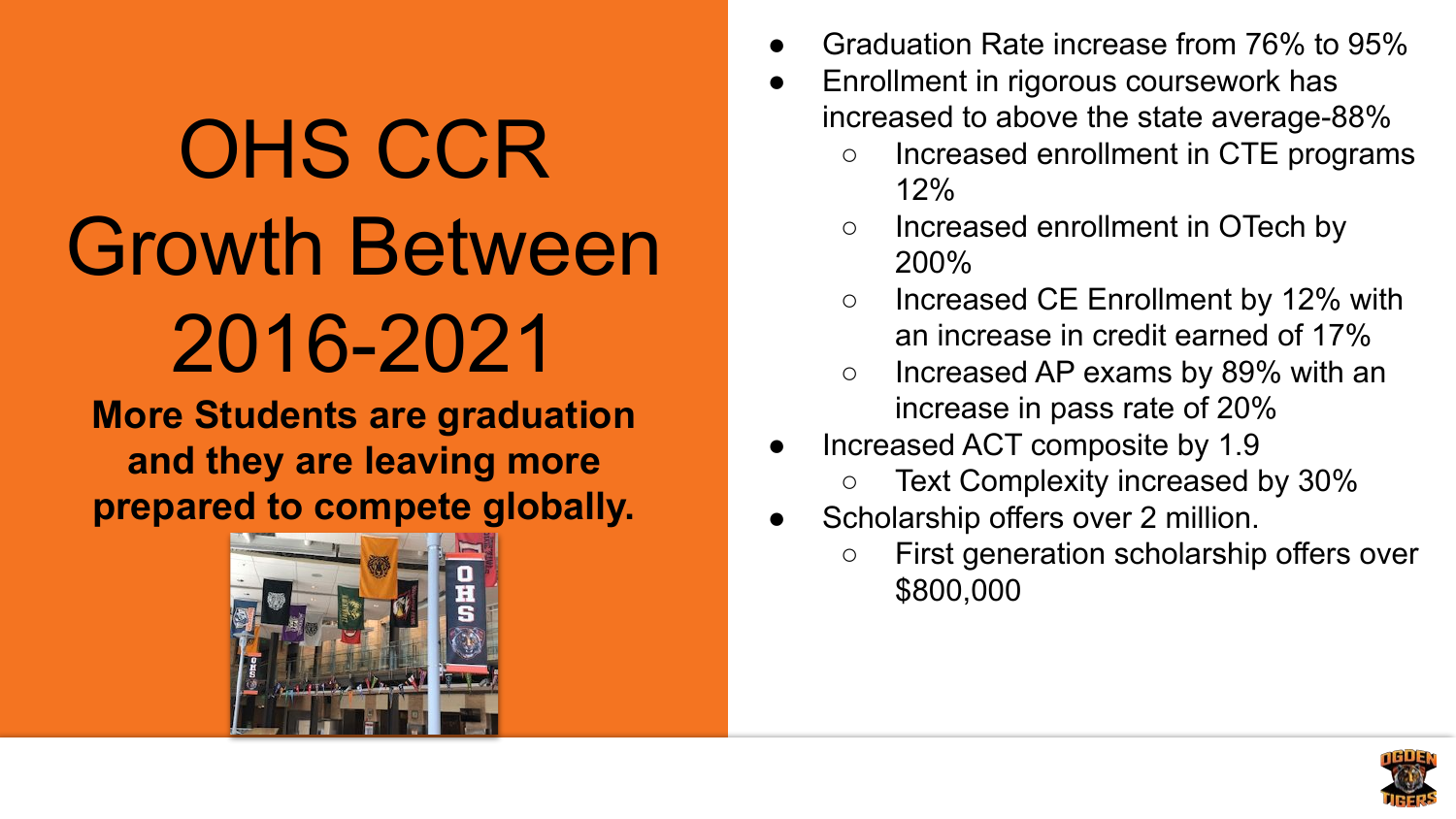# OHS CCR Growth Between 2016-2021

**More Students are graduation and they are leaving more prepared to compete globally.**

- Graduation Rate increase from 76% to 95%
- Enrollment in rigorous coursework has increased to above the state average-88%
  - Increased enrollment in CTE programs 12%
  - Increased enrollment in OTech by 200%
  - Increased CE Enrollment by 12% with an increase in credit earned of 17%
  - Increased AP exams by 89% with an increase in pass rate of 20%
- Increased ACT composite by 1.9
  - Text Complexity increased by 30%
- Scholarship offers over 2 million.
  - First generation scholarship offers over $800,000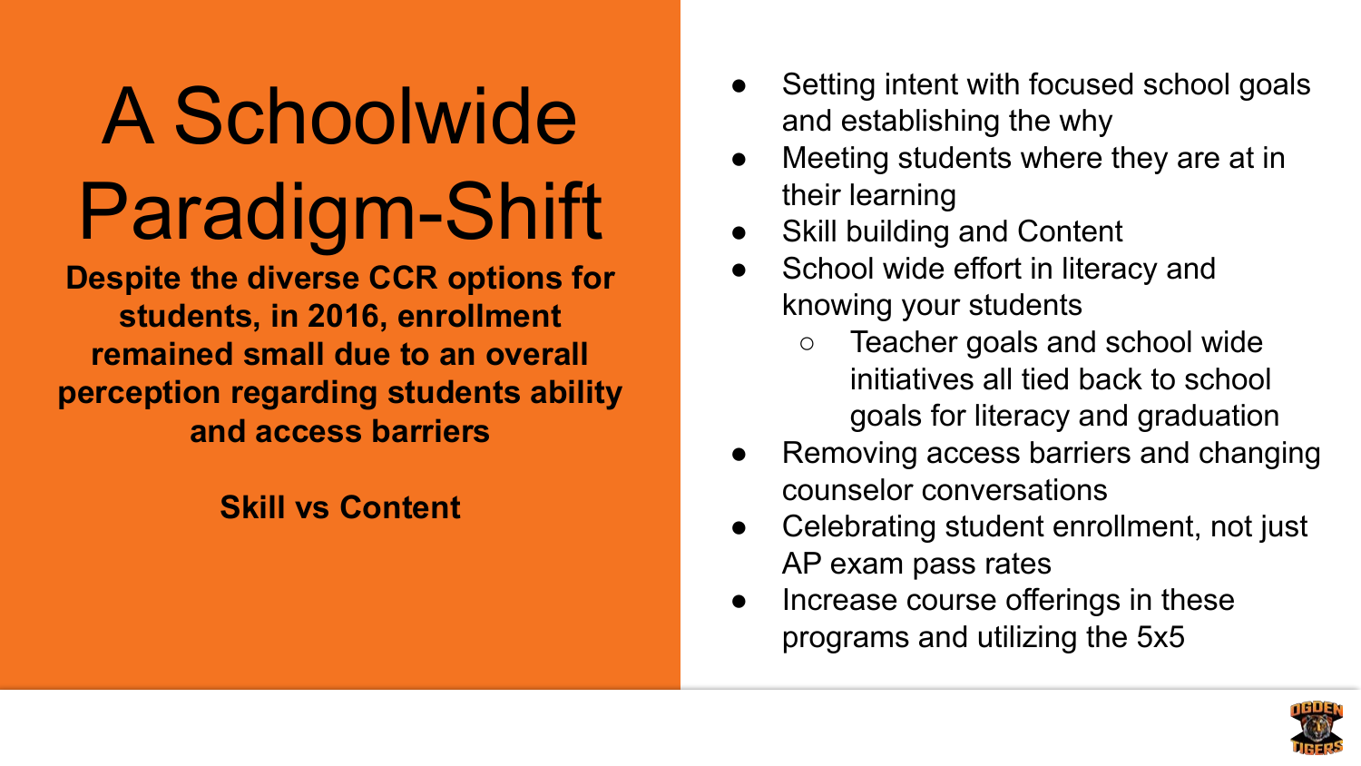# A Schoolwide Paradigm-Shift

**Despite the diverse CCR options for students, in 2016, enrollment remained small due to an overall perception regarding students ability and access barriers**

**Skill vs Content**

- Setting intent with focused school goals and establishing the why
- Meeting students where they are at in their learning
- Skill building and Content
- School wide effort in literacy and knowing your students
  - Teacher goals and school wide initiatives all tied back to school goals for literacy and graduation
- Removing access barriers and changing counselor conversations
- Celebrating student enrollment, not just AP exam pass rates
- Increase course offerings in these programs and utilizing the 5x5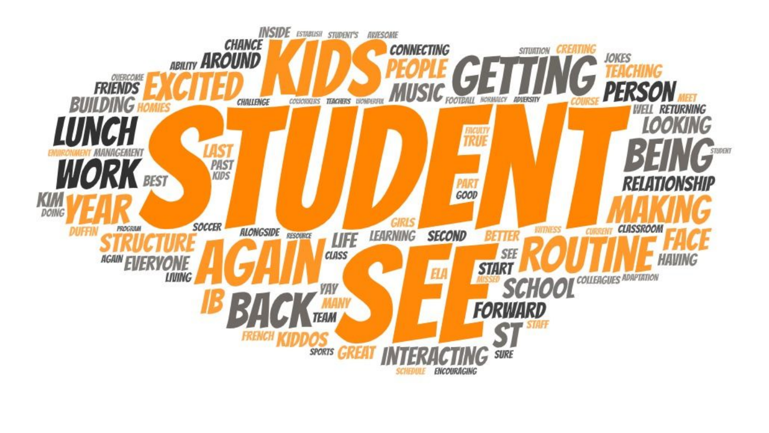INSIDE
ESTABLISH
STUDENT'S
AWESOME
CHANCE
KIDS
CONNECTING
SITUATION
CREATING
JOKES
ABILITY
AROUND
PEOPLE
GETTING
TEACHING
OVERCOME
FRIENDS
EXCITED
MUSIC
PERSON
MEET
BUILDING
HOMIES
CHALLENGE
COWORKERS
TEACHERS
WONDERFUL
FOOTBALL
NORMALCY
ADVERSITY
COURSE
WELL
RETURNING
LUNCH
FACULTY
TRUE
LOOKING
ENVIRONMENT
MANAGEMENT
LAST
STUDENT
BEING
STUDENT
WORK
PAST
KIDS
BEST
PART
RELATIONSHIP
KIM
GOOD
MAKING
DOING
YEAR
DUFFIN
PROGRAM
SOCCER
ALONGSIDE
RESOURCE
LIFE
LEARNING
SECOND
GIRLS
BETTER
WITNESS
CURRENT
CLASSROOM
FACE
STRUCTURE
CLASS
SEE
ROUTINE
AGAIN
EVERYONE
AGAIN
START
HAVING
LIVING
ELA
MISSED
COLLEAGUES
ADAPTATION
YAY
SEE
SCHOOL
IB
BACK
MANY
TEAM
FORWARD
FRENCH
KIDDOS
ST
STAFF
SPORTS
GREAT
INTERACTING
SURE
SCHEDULE
ENCOURAGING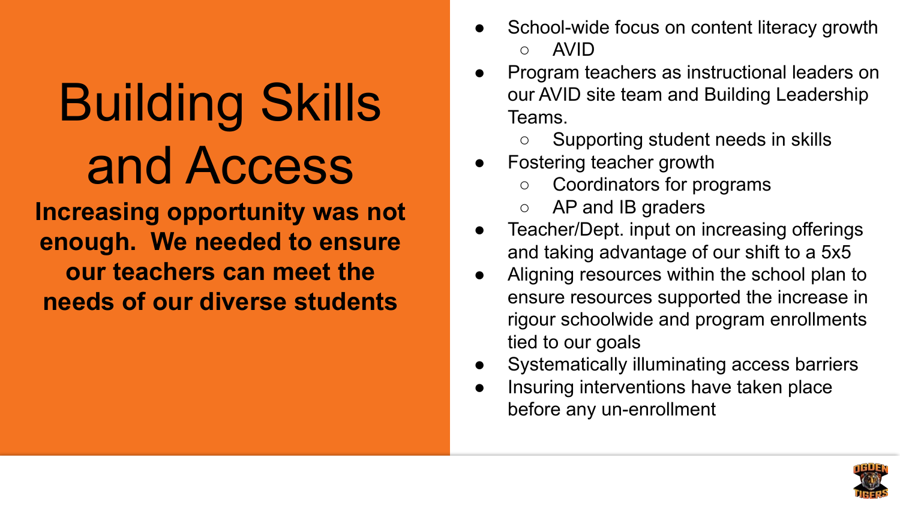# Building Skills and Access

**Increasing opportunity was not enough. We needed to ensure our teachers can meet the needs of our diverse students**

- School-wide focus on content literacy growth
  - AVID
- Program teachers as instructional leaders on our AVID site team and Building Leadership Teams.
  - Supporting student needs in skills
- Fostering teacher growth
  - Coordinators for programs
  - AP and IB graders
- Teacher/Dept. input on increasing offerings and taking advantage of our shift to a 5x5
- Aligning resources within the school plan to ensure resources supported the increase in rigour schoolwide and program enrollments tied to our goals
- Systematically illuminating access barriers
- Insuring interventions have taken place before any un-enrollment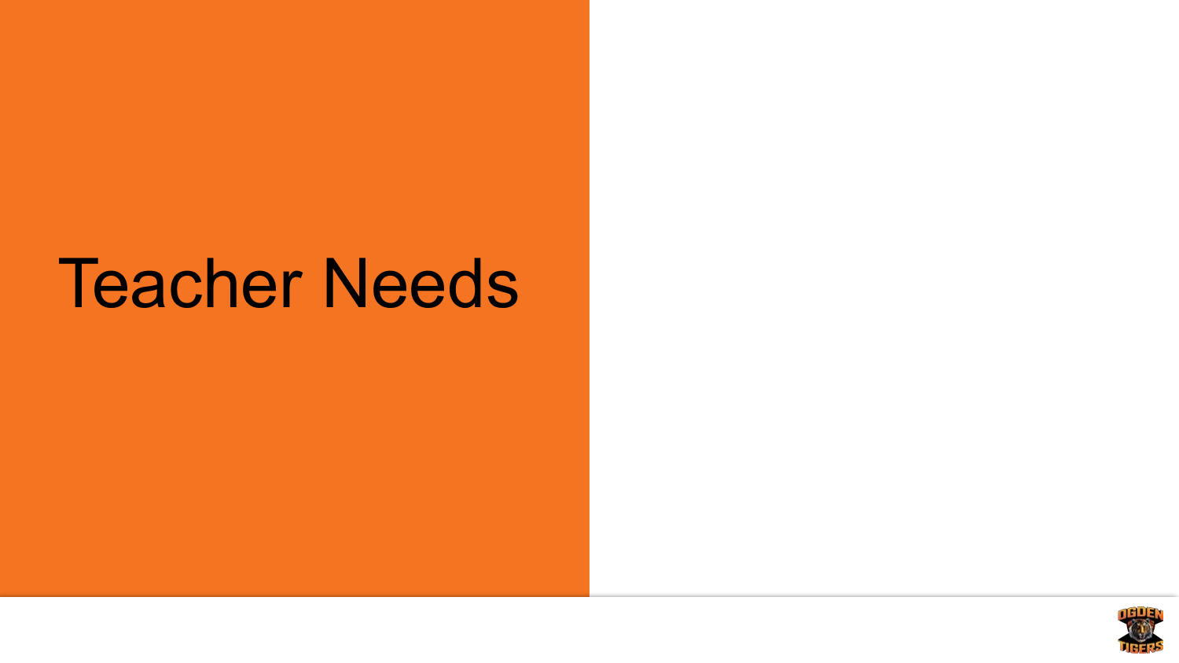# Teacher Needs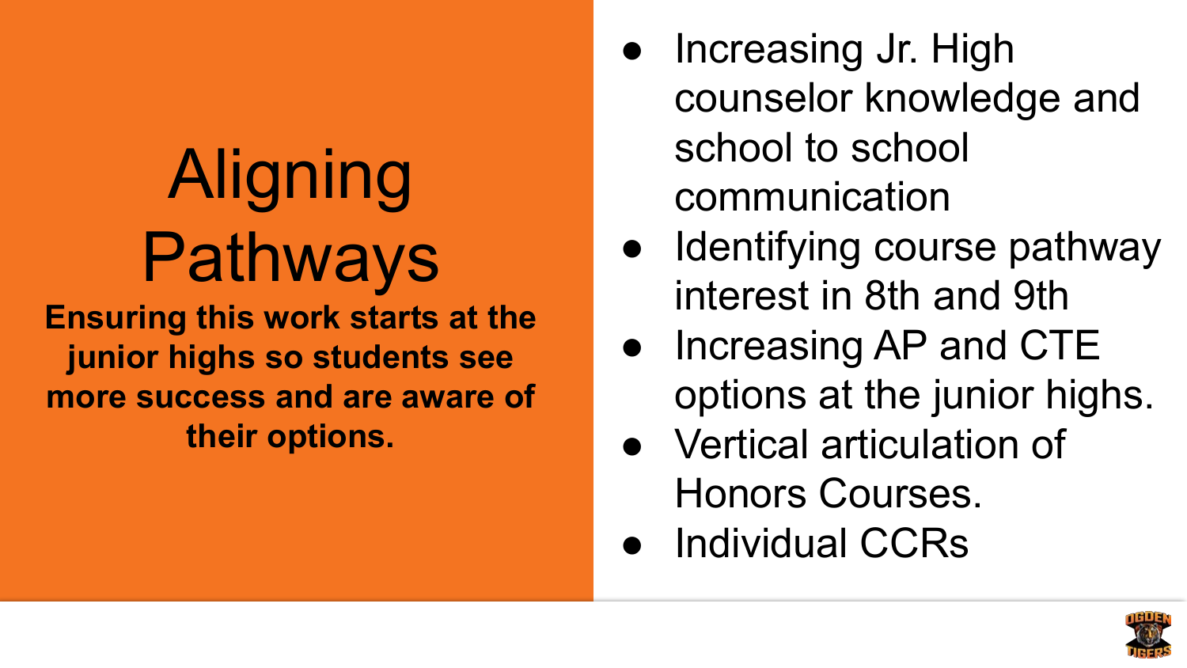# Aligning Pathways

**Ensuring this work starts at the junior highs so students see more success and are aware of their options.**

- Increasing Jr. High counselor knowledge and school to school communication
- Identifying course pathway interest in 8th and 9th
- Increasing AP and CTE options at the junior highs.
- Vertical articulation of Honors Courses.
- Individual CCRs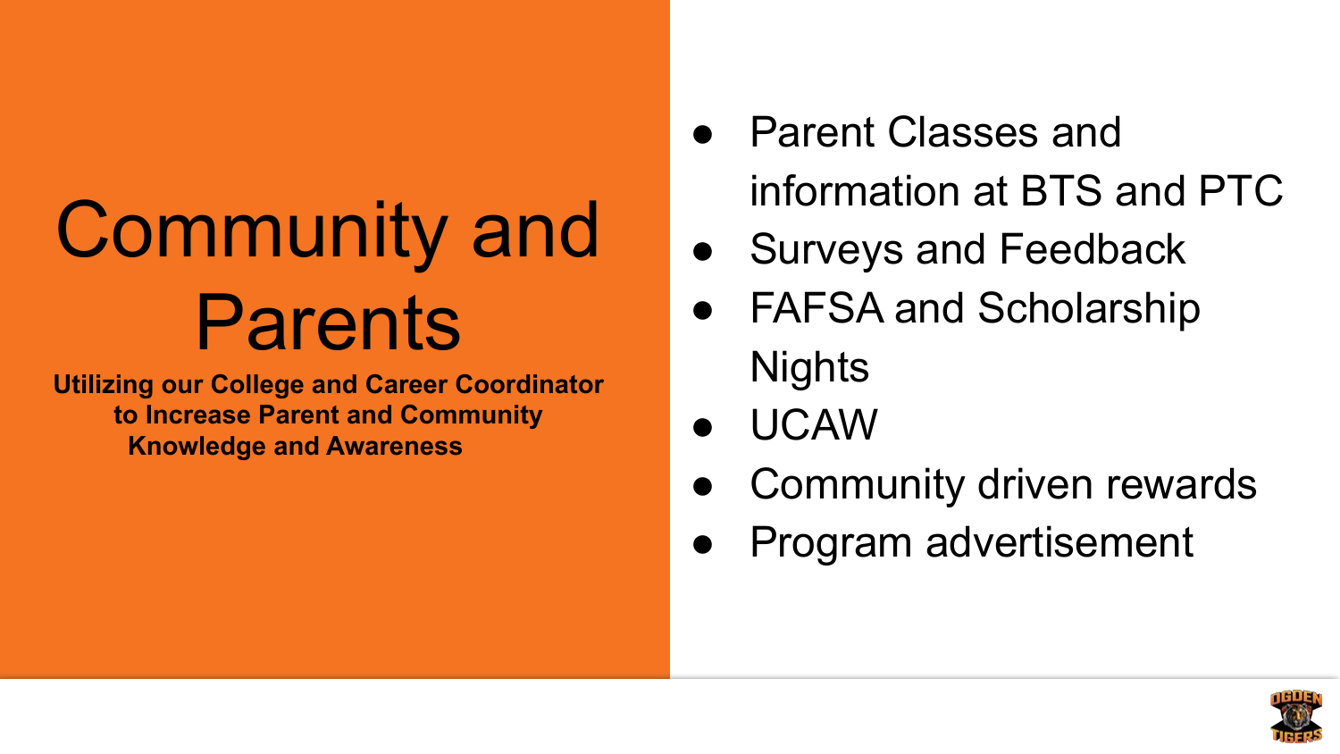# Community and Parents

**Utilizing our College and Career Coordinator to Increase Parent and Community Knowledge and Awareness**

- Parent Classes and information at BTS and PTC
- Surveys and Feedback
- FAFSA and Scholarship Nights
- UCAW
- Community driven rewards
- Program advertisement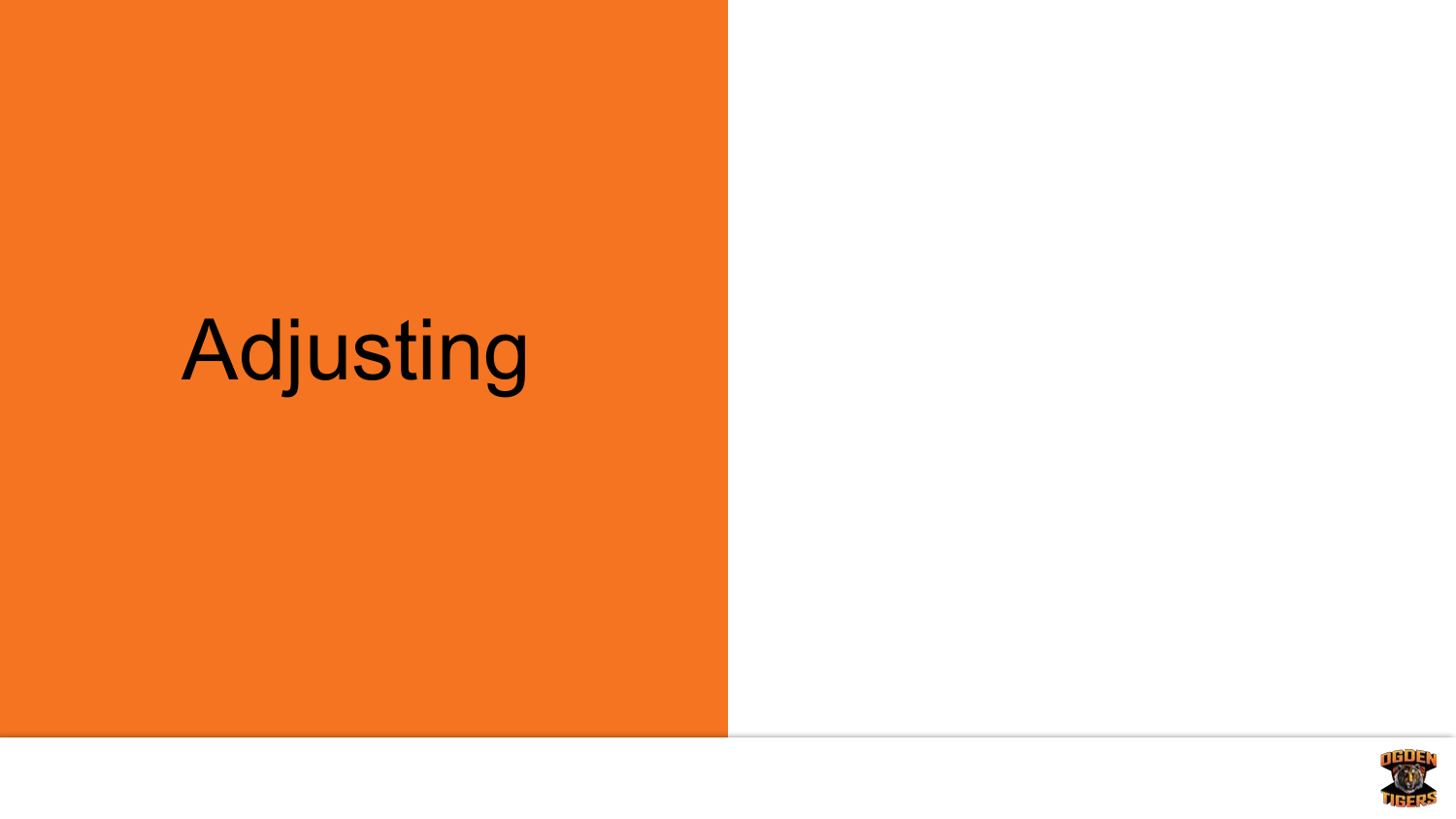# Adjusting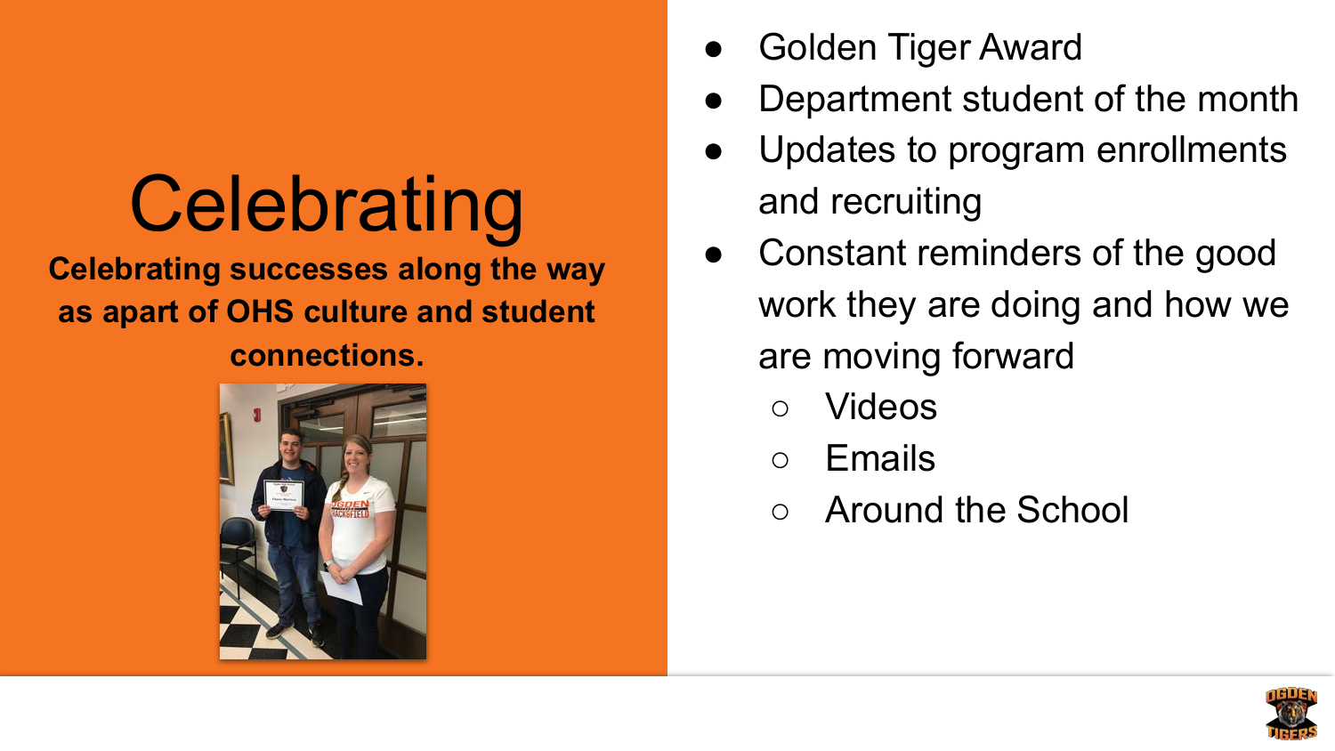# Celebrating

**Celebrating successes along the way as apart of OHS culture and student connections.**

- Golden Tiger Award
- Department student of the month
- Updates to program enrollments and recruiting
- Constant reminders of the good work they are doing and how we are moving forward
  - Videos
  - Emails
  - Around the School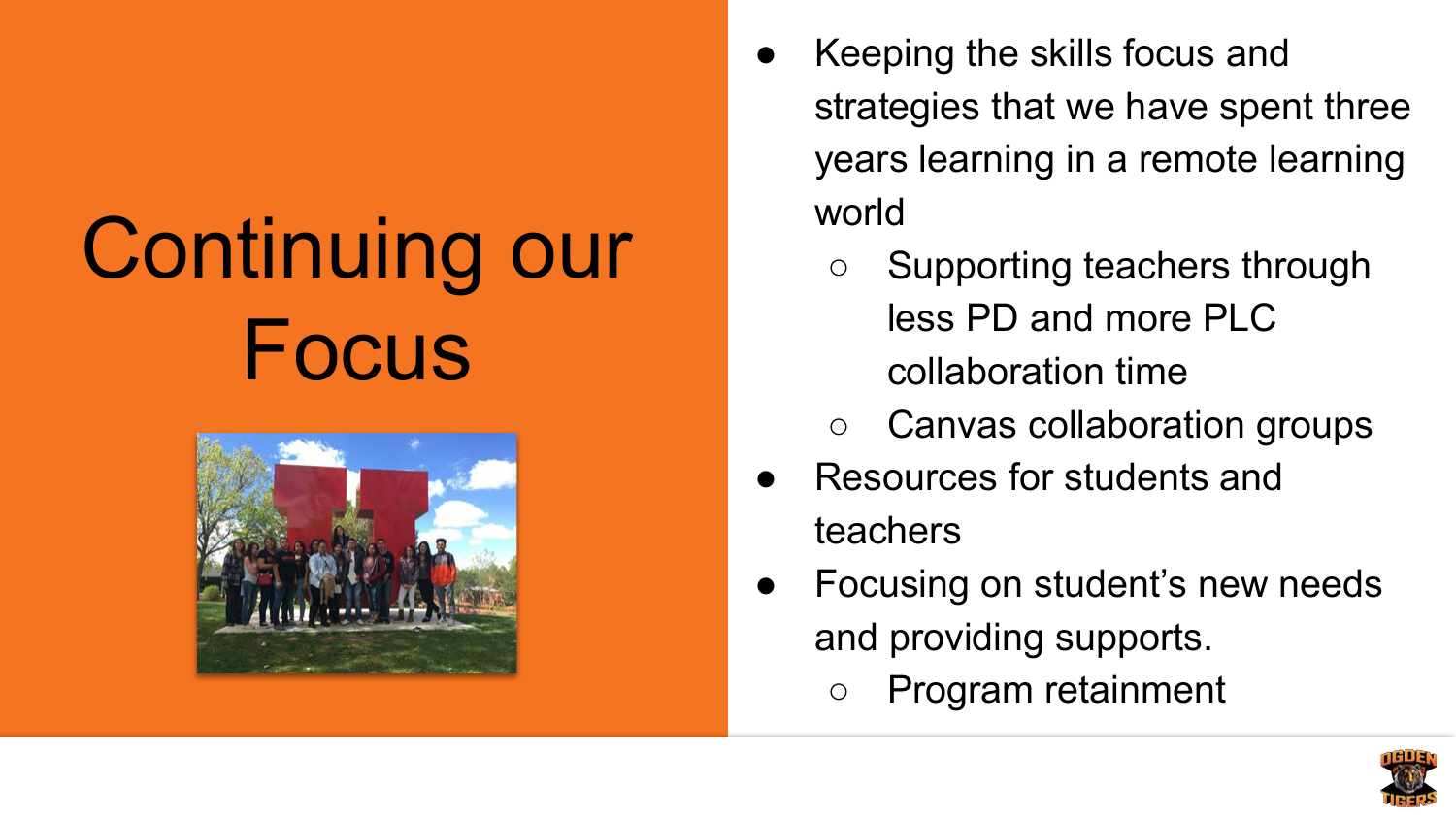# Continuing our Focus

- Keeping the skills focus and strategies that we have spent three years learning in a remote learning world
  - Supporting teachers through less PD and more PLC collaboration time
  - Canvas collaboration groups
- Resources for students and teachers
- Focusing on student's new needs and providing supports.
  - Program retainment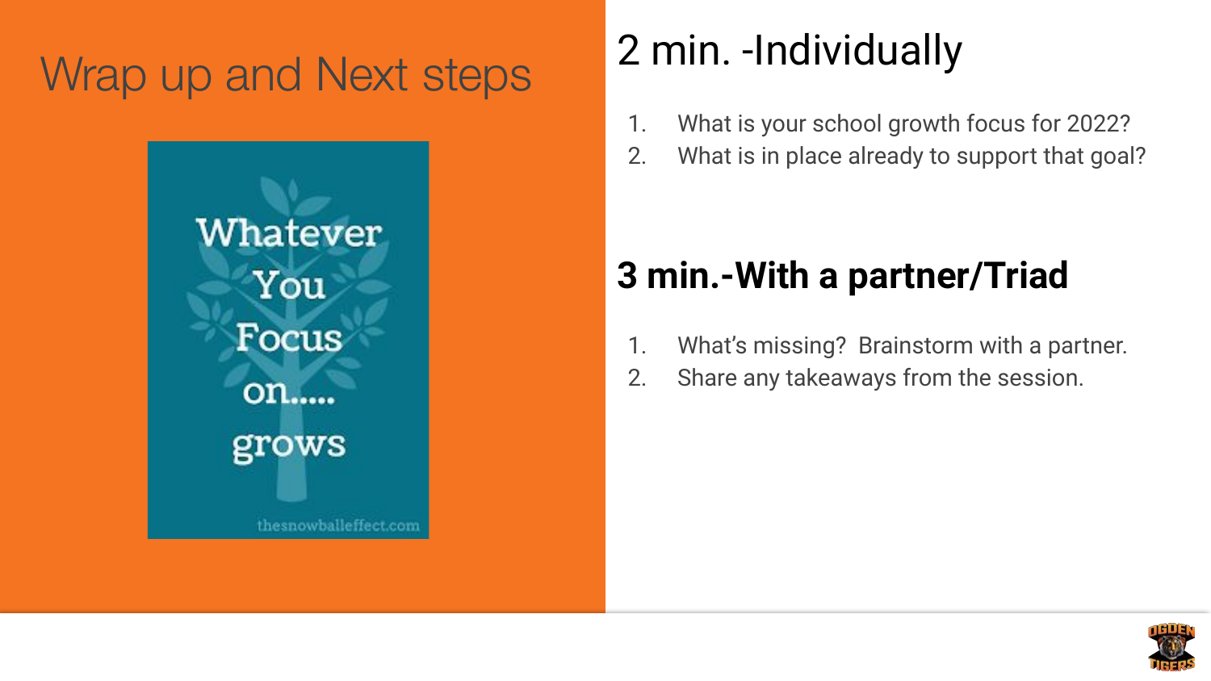# Wrap up and Next steps

Whatever You Focus on..... grows

thesnowballeffect.com

## 2 min. -Individually

1. What is your school growth focus for 2022?
2. What is in place already to support that goal?

## 3 min.-With a partner/Triad

1. What's missing? Brainstorm with a partner.
2. Share any takeaways from the session.